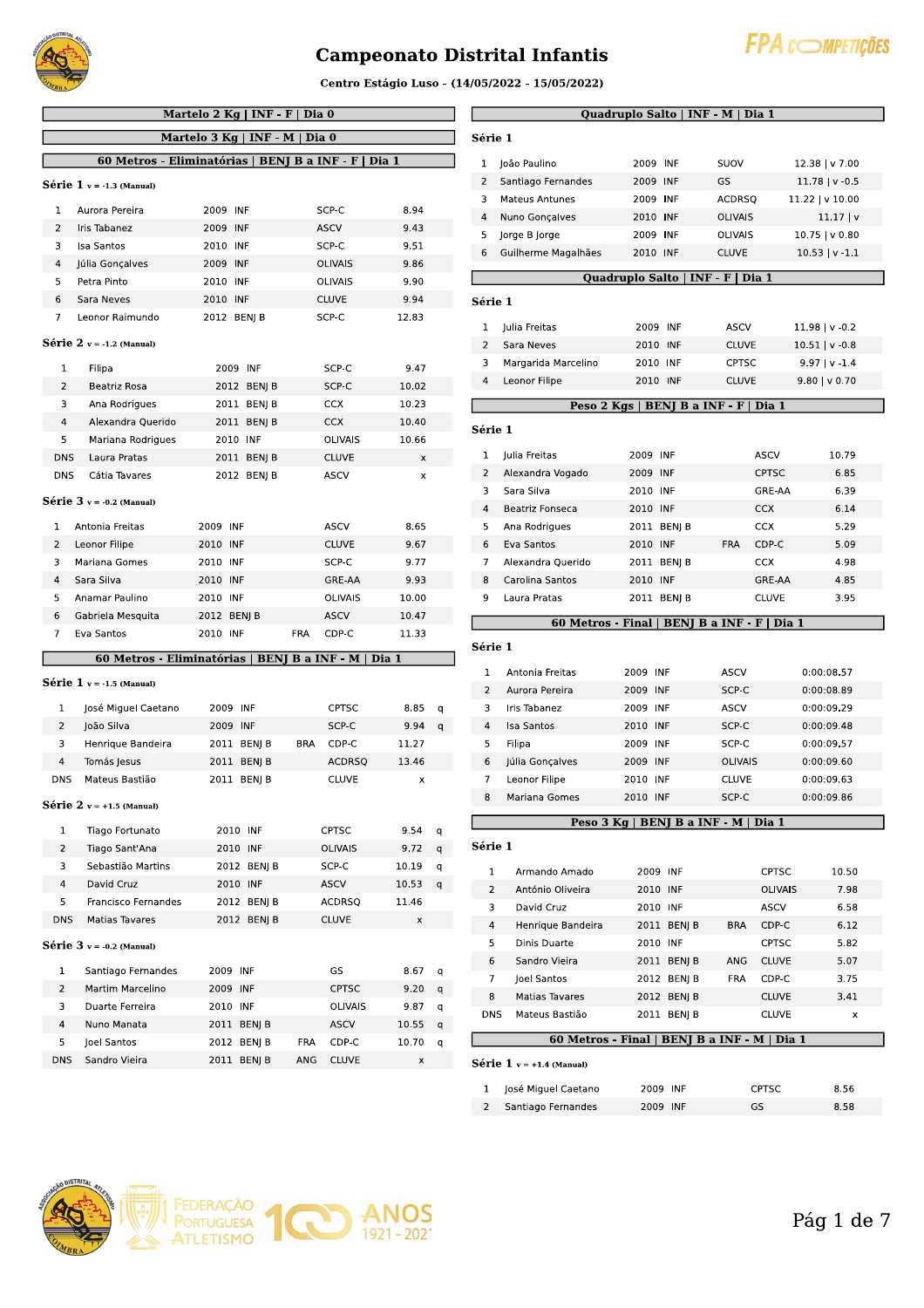# Campeonato Distrital Infantis

**Centro Estágio Luso - (14/05/2022 - 15/05/2022)**

## Martelo 2 Kg | INF - F | Dia 0

## Martelo 3 Kg | INF - M | Dia 0

## 60 Metros - Eliminatórias | BENJ B a INF - F | Dia 1

### Série 1 v = -1.3 (Manual)

| | | | | | | |
|---|---|---|---|---|---|---|
| 1 | Aurora Pereira | 2009 | INF | | SCP-C | 8.94 |
| 2 | Iris Tabanez | 2009 | INF | | ASCV | 9.43 |
| 3 | Isa Santos | 2010 | INF | | SCP-C | 9.51 |
| 4 | Júlia Gonçalves | 2009 | INF | | OLIVAIS | 9.86 |
| 5 | Petra Pinto | 2010 | INF | | OLIVAIS | 9.90 |
| 6 | Sara Neves | 2010 | INF | | CLUVE | 9.94 |
| 7 | Leonor Raimundo | 2012 | BENJ B | | SCP-C | 12.83 |

### Série 2 v = -1.2 (Manual)

| | | | | | | |
|---|---|---|---|---|---|---|
| 1 | Filipa | 2009 | INF | | SCP-C | 9.47 |
| 2 | Beatriz Rosa | 2012 | BENJ B | | SCP-C | 10.02 |
| 3 | Ana Rodrigues | 2011 | BENJ B | | CCX | 10.23 |
| 4 | Alexandra Querido | 2011 | BENJ B | | CCX | 10.40 |
| 5 | Mariana Rodrigues | 2010 | INF | | OLIVAIS | 10.66 |
| DNS | Laura Pratas | 2011 | BENJ B | | CLUVE | x |
| DNS | Cátia Tavares | 2012 | BENJ B | | ASCV | x |

### Série 3 v = -0.2 (Manual)

| | | | | | | |
|---|---|---|---|---|---|---|
| 1 | Antonia Freitas | 2009 | INF | | ASCV | 8.65 |
| 2 | Leonor Filipe | 2010 | INF | | CLUVE | 9.67 |
| 3 | Mariana Gomes | 2010 | INF | | SCP-C | 9.77 |
| 4 | Sara Silva | 2010 | INF | | GRE-AA | 9.93 |
| 5 | Anamar Paulino | 2010 | INF | | OLIVAIS | 10.00 |
| 6 | Gabriela Mesquita | 2012 | BENJ B | | ASCV | 10.47 |
| 7 | Eva Santos | 2010 | INF | FRA | CDP-C | 11.33 |

## 60 Metros - Eliminatórias | BENJ B a INF - M | Dia 1

### Série 1 v = -1.5 (Manual)

| | | | | | | | |
|---|---|---|---|---|---|---|---|
| 1 | José Miguel Caetano | 2009 | INF | | CPTSC | 8.85 | q |
| 2 | João Silva | 2009 | INF | | SCP-C | 9.94 | q |
| 3 | Henrique Bandeira | 2011 | BENJ B | BRA | CDP-C | 11.27 | |
| 4 | Tomás Jesus | 2011 | BENJ B | | ACDRSQ | 13.46 | |
| DNS | Mateus Bastião | 2011 | BENJ B | | CLUVE | x | |

### Série 2 v = +1.5 (Manual)

| | | | | | | | |
|---|---|---|---|---|---|---|---|
| 1 | Tiago Fortunato | 2010 | INF | | CPTSC | 9.54 | q |
| 2 | Tiago Sant'Ana | 2010 | INF | | OLIVAIS | 9.72 | q |
| 3 | Sebastião Martins | 2012 | BENJ B | | SCP-C | 10.19 | q |
| 4 | David Cruz | 2010 | INF | | ASCV | 10.53 | q |
| 5 | Francisco Fernandes | 2012 | BENJ B | | ACDRSQ | 11.46 | |
| DNS | Matias Tavares | 2012 | BENJ B | | CLUVE | x | |

### Série 3 v = -0.2 (Manual)

| | | | | | | | |
|---|---|---|---|---|---|---|---|
| 1 | Santiago Fernandes | 2009 | INF | | GS | 8.67 | q |
| 2 | Martim Marcelino | 2009 | INF | | CPTSC | 9.20 | q |
| 3 | Duarte Ferreira | 2010 | INF | | OLIVAIS | 9.87 | q |
| 4 | Nuno Manata | 2011 | BENJ B | | ASCV | 10.55 | q |
| 5 | Joel Santos | 2012 | BENJ B | FRA | CDP-C | 10.70 | q |
| DNS | Sandro Vieira | 2011 | BENJ B | ANG | CLUVE | x | |

## Quadruplo Salto | INF - M | Dia 1

### Série 1

| | | | | | |
|---|---|---|---|---|---|
| 1 | João Paulino | 2009 | INF | SUOV | 12.38 \| v 7.00 |
| 2 | Santiago Fernandes | 2009 | INF | GS | 11.78 \| v -0.5 |
| 3 | Mateus Antunes | 2009 | INF | ACDRSQ | 11.22 \| v 10.00 |
| 4 | Nuno Gonçalves | 2010 | INF | OLIVAIS | 11.17 \| v |
| 5 | Jorge B Jorge | 2009 | INF | OLIVAIS | 10.75 \| v 0.80 |
| 6 | Guilherme Magalhães | 2010 | INF | CLUVE | 10.53 \| v -1.1 |

## Quadruplo Salto | INF - F | Dia 1

### Série 1

| | | | | | |
|---|---|---|---|---|---|
| 1 | Julia Freitas | 2009 | INF | ASCV | 11.98 \| v -0.2 |
| 2 | Sara Neves | 2010 | INF | CLUVE | 10.51 \| v -0.8 |
| 3 | Margarida Marcelino | 2010 | INF | CPTSC | 9.97 \| v -1.4 |
| 4 | Leonor Filipe | 2010 | INF | CLUVE | 9.80 \| v 0.70 |

## Peso 2 Kgs | BENJ B a INF - F | Dia 1

### Série 1

| | | | | | | |
|---|---|---|---|---|---|---|
| 1 | Julia Freitas | 2009 | INF | | ASCV | 10.79 |
| 2 | Alexandra Vogado | 2009 | INF | | CPTSC | 6.85 |
| 3 | Sara Silva | 2010 | INF | | GRE-AA | 6.39 |
| 4 | Beatriz Fonseca | 2010 | INF | | CCX | 6.14 |
| 5 | Ana Rodrigues | 2011 | BENJ B | | CCX | 5.29 |
| 6 | Eva Santos | 2010 | INF | FRA | CDP-C | 5.09 |
| 7 | Alexandra Querido | 2011 | BENJ B | | CCX | 4.98 |
| 8 | Carolina Santos | 2010 | INF | | GRE-AA | 4.85 |
| 9 | Laura Pratas | 2011 | BENJ B | | CLUVE | 3.95 |

## 60 Metros - Final | BENJ B a INF - F | Dia 1

### Série 1

| | | | | | |
|---|---|---|---|---|---|
| 1 | Antonia Freitas | 2009 | INF | ASCV | 0:00:08.57 |
| 2 | Aurora Pereira | 2009 | INF | SCP-C | 0:00:08.89 |
| 3 | Iris Tabanez | 2009 | INF | ASCV | 0:00:09.29 |
| 4 | Isa Santos | 2010 | INF | SCP-C | 0:00:09.48 |
| 5 | Filipa | 2009 | INF | SCP-C | 0:00:09.57 |
| 6 | Júlia Gonçalves | 2009 | INF | OLIVAIS | 0:00:09.60 |
| 7 | Leonor Filipe | 2010 | INF | CLUVE | 0:00:09.63 |
| 8 | Mariana Gomes | 2010 | INF | SCP-C | 0:00:09.86 |

## Peso 3 Kg | BENJ B a INF - M | Dia 1

### Série 1

| | | | | | | |
|---|---|---|---|---|---|---|
| 1 | Armando Amado | 2009 | INF | | CPTSC | 10.50 |
| 2 | António Oliveira | 2010 | INF | | OLIVAIS | 7.98 |
| 3 | David Cruz | 2010 | INF | | ASCV | 6.58 |
| 4 | Henrique Bandeira | 2011 | BENJ B | BRA | CDP-C | 6.12 |
| 5 | Dinis Duarte | 2010 | INF | | CPTSC | 5.82 |
| 6 | Sandro Vieira | 2011 | BENJ B | ANG | CLUVE | 5.07 |
| 7 | Joel Santos | 2012 | BENJ B | FRA | CDP-C | 3.75 |
| 8 | Matias Tavares | 2012 | BENJ B | | CLUVE | 3.41 |
| DNS | Mateus Bastião | 2011 | BENJ B | | CLUVE | x |

## 60 Metros - Final | BENJ B a INF - M | Dia 1

### Série 1 v = +1.4 (Manual)

| | | | | | |
|---|---|---|---|---|---|
| 1 | José Miguel Caetano | 2009 | INF | CPTSC | 8.56 |
| 2 | Santiago Fernandes | 2009 | INF | GS | 8.58 |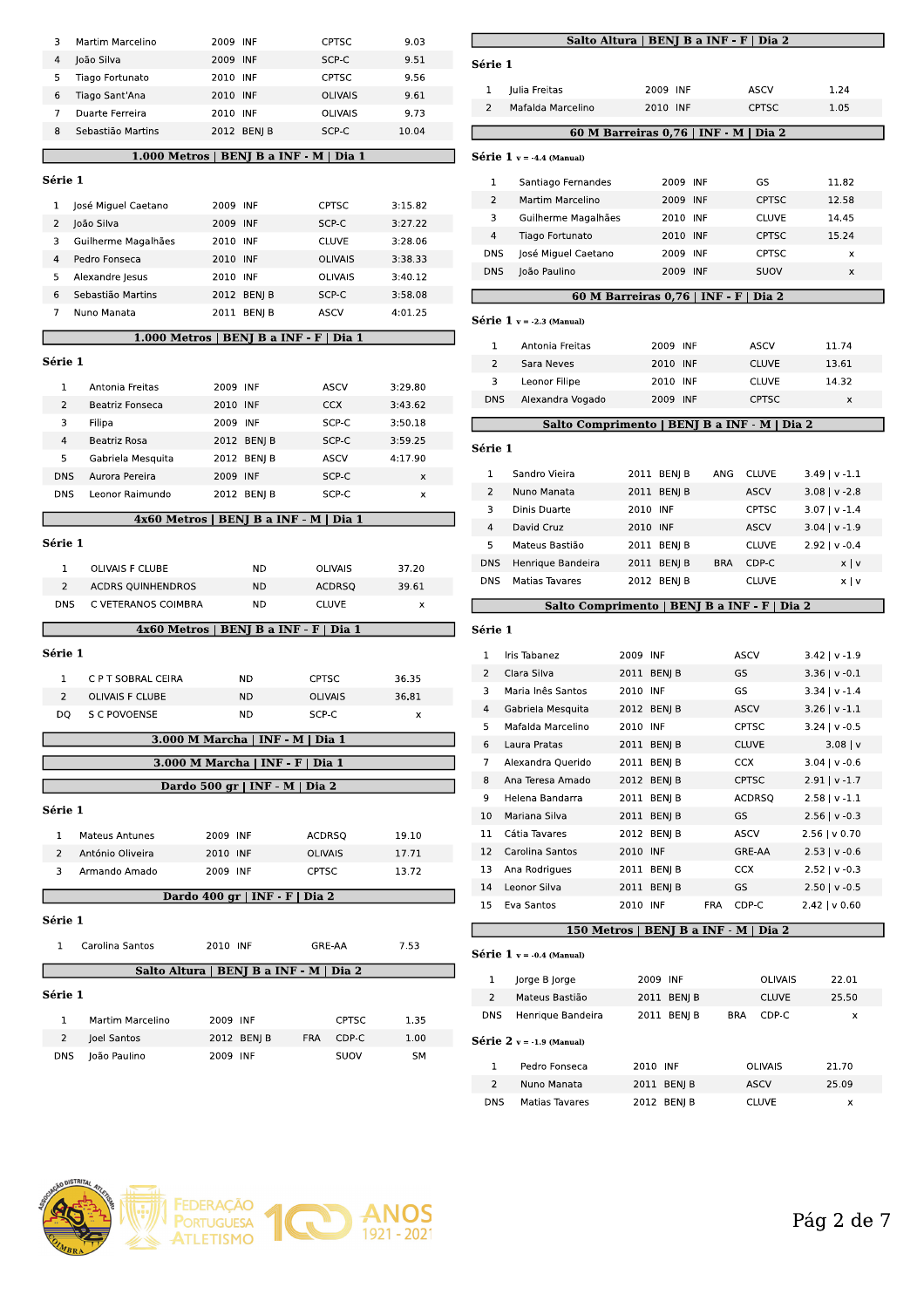| | | | | | |
|---|---|---|---|---|---|
| 3 | Martim Marcelino | 2009 | INF | CPTSC | 9.03 |
| 4 | João Silva | 2009 | INF | SCP-C | 9.51 |
| 5 | Tiago Fortunato | 2010 | INF | CPTSC | 9.56 |
| 6 | Tiago Sant'Ana | 2010 | INF | OLIVAIS | 9.61 |
| 7 | Duarte Ferreira | 2010 | INF | OLIVAIS | 9.73 |
| 8 | Sebastião Martins | 2012 | BENJ B | SCP-C | 10.04 |

## 1.000 Metros | BENJ B a INF - M | Dia 1

**Série 1**

| | | | | | |
|---|---|---|---|---|---|
| 1 | José Miguel Caetano | 2009 | INF | CPTSC | 3:15.82 |
| 2 | João Silva | 2009 | INF | SCP-C | 3:27.22 |
| 3 | Guilherme Magalhães | 2010 | INF | CLUVE | 3:28.06 |
| 4 | Pedro Fonseca | 2010 | INF | OLIVAIS | 3:38.33 |
| 5 | Alexandre Jesus | 2010 | INF | OLIVAIS | 3:40.12 |
| 6 | Sebastião Martins | 2012 | BENJ B | SCP-C | 3:58.08 |
| 7 | Nuno Manata | 2011 | BENJ B | ASCV | 4:01.25 |

## 1.000 Metros | BENJ B a INF - F | Dia 1

**Série 1**

| | | | | | |
|---|---|---|---|---|---|
| 1 | Antonia Freitas | 2009 | INF | ASCV | 3:29.80 |
| 2 | Beatriz Fonseca | 2010 | INF | CCX | 3:43.62 |
| 3 | Filipa | 2009 | INF | SCP-C | 3:50.18 |
| 4 | Beatriz Rosa | 2012 | BENJ B | SCP-C | 3:59.25 |
| 5 | Gabriela Mesquita | 2012 | BENJ B | ASCV | 4:17.90 |
| DNS | Aurora Pereira | 2009 | INF | SCP-C | x |
| DNS | Leonor Raimundo | 2012 | BENJ B | SCP-C | x |

## 4x60 Metros | BENJ B a INF - M | Dia 1

**Série 1**

| | | | | |
|---|---|---|---|---|
| 1 | OLIVAIS F CLUBE | ND | OLIVAIS | 37.20 |
| 2 | ACDRS QUINHENDROS | ND | ACDRSQ | 39.61 |
| DNS | C VETERANOS COIMBRA | ND | CLUVE | x |

## 4x60 Metros | BENJ B a INF - F | Dia 1

**Série 1**

| | | | | |
|---|---|---|---|---|
| 1 | C P T SOBRAL CEIRA | ND | CPTSC | 36.35 |
| 2 | OLIVAIS F CLUBE | ND | OLIVAIS | 36.81 |
| DQ | S C POVOENSE | ND | SCP-C | x |

## 3.000 M Marcha | INF - M | Dia 1

## 3.000 M Marcha | INF - F | Dia 1

## Dardo 500 gr | INF - M | Dia 2

**Série 1**

| | | | | | |
|---|---|---|---|---|---|
| 1 | Mateus Antunes | 2009 | INF | ACDRSQ | 19.10 |
| 2 | António Oliveira | 2010 | INF | OLIVAIS | 17.71 |
| 3 | Armando Amado | 2009 | INF | CPTSC | 13.72 |

## Dardo 400 gr | INF - F | Dia 2

**Série 1**

| | | | | | |
|---|---|---|---|---|---|
| 1 | Carolina Santos | 2010 | INF | GRE-AA | 7.53 |

## Salto Altura | BENJ B a INF - M | Dia 2

**Série 1**

| | | | | | | |
|---|---|---|---|---|---|---|
| 1 | Martim Marcelino | 2009 | INF | | CPTSC | 1.35 |
| 2 | Joel Santos | 2012 | BENJ B | FRA | CDP-C | 1.00 |
| DNS | João Paulino | 2009 | INF | | SUOV | SM |

## Salto Altura | BENJ B a INF - F | Dia 2

**Série 1**

| | | | | | |
|---|---|---|---|---|---|
| 1 | Julia Freitas | 2009 | INF | ASCV | 1.24 |
| 2 | Mafalda Marcelino | 2010 | INF | CPTSC | 1.05 |

## 60 M Barreiras 0,76 | INF - M | Dia 2

**Série 1** v = -4.4 (Manual)

| | | | | | |
|---|---|---|---|---|---|
| 1 | Santiago Fernandes | 2009 | INF | GS | 11.82 |
| 2 | Martim Marcelino | 2009 | INF | CPTSC | 12.58 |
| 3 | Guilherme Magalhães | 2010 | INF | CLUVE | 14.45 |
| 4 | Tiago Fortunato | 2010 | INF | CPTSC | 15.24 |
| DNS | José Miguel Caetano | 2009 | INF | CPTSC | x |
| DNS | João Paulino | 2009 | INF | SUOV | x |

## 60 M Barreiras 0,76 | INF - F | Dia 2

**Série 1** v = -2.3 (Manual)

| | | | | | |
|---|---|---|---|---|---|
| 1 | Antonia Freitas | 2009 | INF | ASCV | 11.74 |
| 2 | Sara Neves | 2010 | INF | CLUVE | 13.61 |
| 3 | Leonor Filipe | 2010 | INF | CLUVE | 14.32 |
| DNS | Alexandra Vogado | 2009 | INF | CPTSC | x |

## Salto Comprimento | BENJ B a INF - M | Dia 2

**Série 1**

| | | | | | | |
|---|---|---|---|---|---|---|
| 1 | Sandro Vieira | 2011 | BENJ B | ANG | CLUVE | 3.49 \| v -1.1 |
| 2 | Nuno Manata | 2011 | BENJ B | | ASCV | 3.08 \| v -2.8 |
| 3 | Dinis Duarte | 2010 | INF | | CPTSC | 3.07 \| v -1.4 |
| 4 | David Cruz | 2010 | INF | | ASCV | 3.04 \| v -1.9 |
| 5 | Mateus Bastião | 2011 | BENJ B | | CLUVE | 2.92 \| v -0.4 |
| DNS | Henrique Bandeira | 2011 | BENJ B | BRA | CDP-C | x \| v |
| DNS | Matias Tavares | 2012 | BENJ B | | CLUVE | x \| v |

## Salto Comprimento | BENJ B a INF - F | Dia 2

**Série 1**

| | | | | | | |
|---|---|---|---|---|---|---|
| 1 | Iris Tabanez | 2009 | INF | | ASCV | 3.42 \| v -1.9 |
| 2 | Clara Silva | 2011 | BENJ B | | GS | 3.36 \| v -0.1 |
| 3 | Maria Inês Santos | 2010 | INF | | GS | 3.34 \| v -1.4 |
| 4 | Gabriela Mesquita | 2012 | BENJ B | | ASCV | 3.26 \| v -1.1 |
| 5 | Mafalda Marcelino | 2010 | INF | | CPTSC | 3.24 \| v -0.5 |
| 6 | Laura Pratas | 2011 | BENJ B | | CLUVE | 3.08 \| v |
| 7 | Alexandra Querido | 2011 | BENJ B | | CCX | 3.04 \| v -0.6 |
| 8 | Ana Teresa Amado | 2012 | BENJ B | | CPTSC | 2.91 \| v -1.7 |
| 9 | Helena Bandarra | 2011 | BENJ B | | ACDRSQ | 2.58 \| v -1.1 |
| 10 | Mariana Silva | 2011 | BENJ B | | GS | 2.56 \| v -0.3 |
| 11 | Cátia Tavares | 2012 | BENJ B | | ASCV | 2.56 \| v 0.70 |
| 12 | Carolina Santos | 2010 | INF | | GRE-AA | 2.53 \| v -0.6 |
| 13 | Ana Rodrigues | 2011 | BENJ B | | CCX | 2.52 \| v -0.3 |
| 14 | Leonor Silva | 2011 | BENJ B | | GS | 2.50 \| v -0.5 |
| 15 | Eva Santos | 2010 | INF | FRA | CDP-C | 2.42 \| v 0.60 |

## 150 Metros | BENJ B a INF - M | Dia 2

**Série 1** v = -0.4 (Manual)

| | | | | | | |
|---|---|---|---|---|---|---|
| 1 | Jorge B Jorge | 2009 | INF | | OLIVAIS | 22.01 |
| 2 | Mateus Bastião | 2011 | BENJ B | | CLUVE | 25.50 |
| DNS | Henrique Bandeira | 2011 | BENJ B | BRA | CDP-C | x |

**Série 2** v = -1.9 (Manual)

| | | | | | |
|---|---|---|---|---|---|
| 1 | Pedro Fonseca | 2010 | INF | OLIVAIS | 21.70 |
| 2 | Nuno Manata | 2011 | BENJ B | ASCV | 25.09 |
| DNS | Matias Tavares | 2012 | BENJ B | CLUVE | x |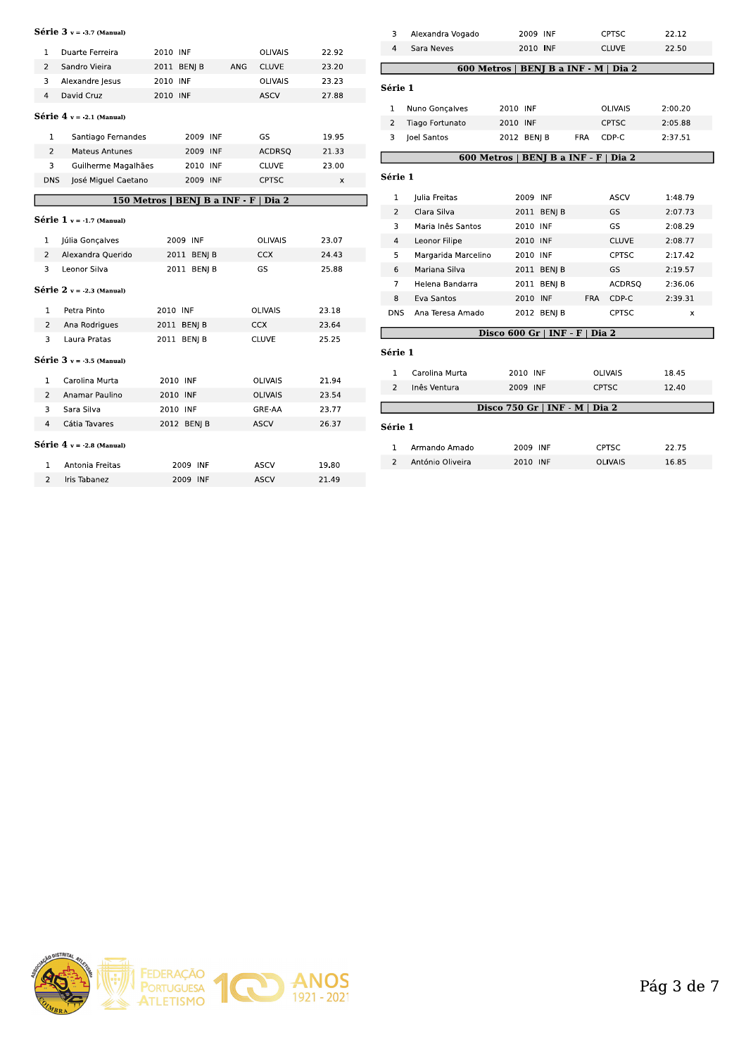**Série 3** v = -3.7 (Manual)

| | | | | | |
|---|---|---|---|---|---|
| 1 | Duarte Ferreira | 2010 INF | | OLIVAIS | 22.92 |
| 2 | Sandro Vieira | 2011 BENJ B | ANG | CLUVE | 23.20 |
| 3 | Alexandre Jesus | 2010 INF | | OLIVAIS | 23.23 |
| 4 | David Cruz | 2010 INF | | ASCV | 27.88 |

**Série 4** v = -2.1 (Manual)

| | | | | |
|---|---|---|---|---|
| 1 | Santiago Fernandes | 2009 INF | GS | 19.95 |
| 2 | Mateus Antunes | 2009 INF | ACDRSQ | 21.33 |
| 3 | Guilherme Magalhães | 2010 INF | CLUVE | 23.00 |
| DNS | José Miguel Caetano | 2009 INF | CPTSC | x |

## 150 Metros | BENJ B a INF - F | Dia 2

**Série 1** v = -1.7 (Manual)

| | | | | |
|---|---|---|---|---|
| 1 | Júlia Gonçalves | 2009 INF | OLIVAIS | 23.07 |
| 2 | Alexandra Querido | 2011 BENJ B | CCX | 24.43 |
| 3 | Leonor Silva | 2011 BENJ B | GS | 25.88 |

**Série 2** v = -2.3 (Manual)

| | | | | |
|---|---|---|---|---|
| 1 | Petra Pinto | 2010 INF | OLIVAIS | 23.18 |
| 2 | Ana Rodrigues | 2011 BENJ B | CCX | 23.64 |
| 3 | Laura Pratas | 2011 BENJ B | CLUVE | 25.25 |

**Série 3** v = -3.5 (Manual)

| | | | | |
|---|---|---|---|---|
| 1 | Carolina Murta | 2010 INF | OLIVAIS | 21.94 |
| 2 | Anamar Paulino | 2010 INF | OLIVAIS | 23.54 |
| 3 | Sara Silva | 2010 INF | GRE-AA | 23.77 |
| 4 | Cátia Tavares | 2012 BENJ B | ASCV | 26.37 |

**Série 4** v = -2.8 (Manual)

| | | | | |
|---|---|---|---|---|
| 1 | Antonia Freitas | 2009 INF | ASCV | 19.80 |
| 2 | Iris Tabanez | 2009 INF | ASCV | 21.49 |
| 3 | Alexandra Vogado | 2009 INF | CPTSC | 22.12 |
| 4 | Sara Neves | 2010 INF | CLUVE | 22.50 |

## 600 Metros | BENJ B a INF - M | Dia 2

**Série 1**

| | | | | | |
|---|---|---|---|---|---|
| 1 | Nuno Gonçalves | 2010 INF | | OLIVAIS | 2:00.20 |
| 2 | Tiago Fortunato | 2010 INF | | CPTSC | 2:05.88 |
| 3 | Joel Santos | 2012 BENJ B | FRA | CDP-C | 2:37.51 |

## 600 Metros | BENJ B a INF - F | Dia 2

**Série 1**

| | | | | | |
|---|---|---|---|---|---|
| 1 | Julia Freitas | 2009 INF | | ASCV | 1:48.79 |
| 2 | Clara Silva | 2011 BENJ B | | GS | 2:07.73 |
| 3 | Maria Inês Santos | 2010 INF | | GS | 2:08.29 |
| 4 | Leonor Filipe | 2010 INF | | CLUVE | 2:08.77 |
| 5 | Margarida Marcelino | 2010 INF | | CPTSC | 2:17.42 |
| 6 | Mariana Silva | 2011 BENJ B | | GS | 2:19.57 |
| 7 | Helena Bandarra | 2011 BENJ B | | ACDRSQ | 2:36.06 |
| 8 | Eva Santos | 2010 INF | FRA | CDP-C | 2:39.31 |
| DNS | Ana Teresa Amado | 2012 BENJ B | | CPTSC | x |

## Disco 600 Gr | INF - F | Dia 2

**Série 1**

| | | | | |
|---|---|---|---|---|
| 1 | Carolina Murta | 2010 INF | OLIVAIS | 18.45 |
| 2 | Inês Ventura | 2009 INF | CPTSC | 12.40 |

## Disco 750 Gr | INF - M | Dia 2

**Série 1**

| | | | | |
|---|---|---|---|---|
| 1 | Armando Amado | 2009 INF | CPTSC | 22.75 |
| 2 | António Oliveira | 2010 INF | OLIVAIS | 16.85 |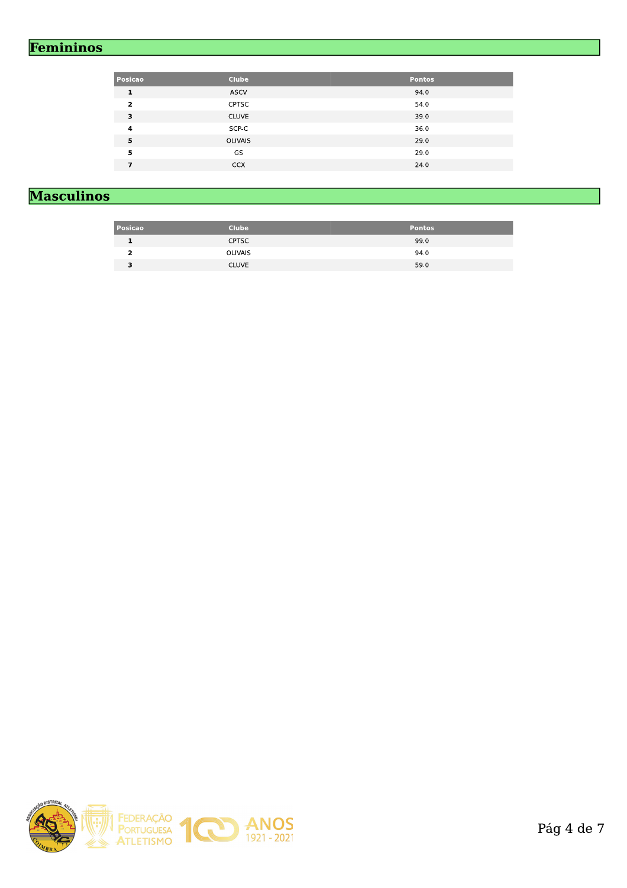## Femininos

| Posicao | Clube | Pontos |
|---|---|---|
| **1** | ASCV | 94.0 |
| **2** | CPTSC | 54.0 |
| **3** | CLUVE | 39.0 |
| **4** | SCP-C | 36.0 |
| **5** | OLIVAIS | 29.0 |
| **5** | GS | 29.0 |
| **7** | CCX | 24.0 |

## Masculinos

| Posicao | Clube | Pontos |
|---|---|---|
| **1** | CPTSC | 99.0 |
| **2** | OLIVAIS | 94.0 |
| **3** | CLUVE | 59.0 |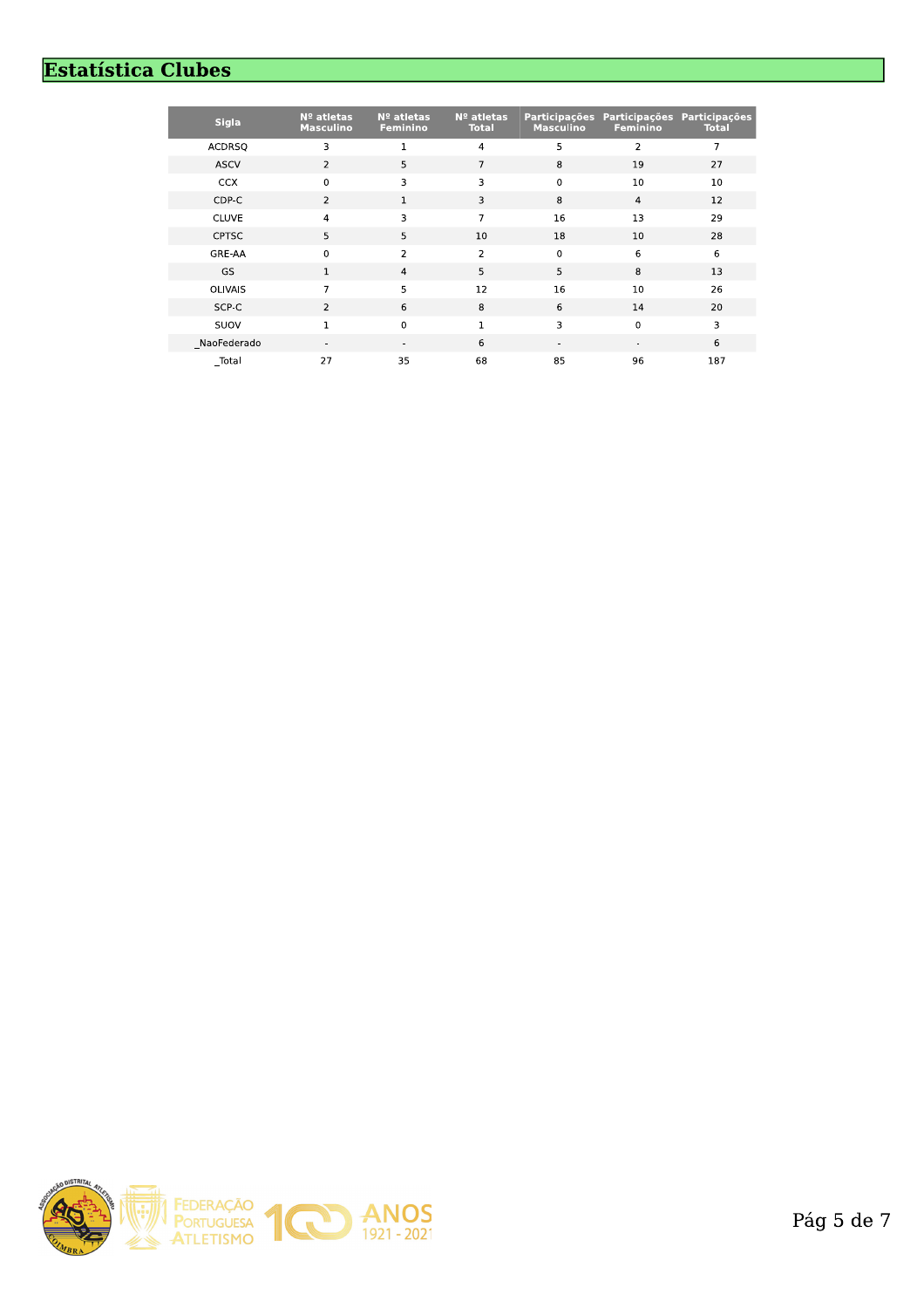## Estatística Clubes

| Sigla | Nº atletas Masculino | Nº atletas Feminino | Nº atletas Total | Participações Masculino | Participações Feminino | Participações Total |
|---|---|---|---|---|---|---|
| ACDRSQ | 3 | 1 | 4 | 5 | 2 | 7 |
| ASCV | 2 | 5 | 7 | 8 | 19 | 27 |
| CCX | 0 | 3 | 3 | 0 | 10 | 10 |
| CDP-C | 2 | 1 | 3 | 8 | 4 | 12 |
| CLUVE | 4 | 3 | 7 | 16 | 13 | 29 |
| CPTSC | 5 | 5 | 10 | 18 | 10 | 28 |
| GRE-AA | 0 | 2 | 2 | 0 | 6 | 6 |
| GS | 1 | 4 | 5 | 5 | 8 | 13 |
| OLIVAIS | 7 | 5 | 12 | 16 | 10 | 26 |
| SCP-C | 2 | 6 | 8 | 6 | 14 | 20 |
| SUOV | 1 | 0 | 1 | 3 | 0 | 3 |
| _NaoFederado | - | - | 6 | - | - | 6 |
| _Total | 27 | 35 | 68 | 85 | 96 | 187 |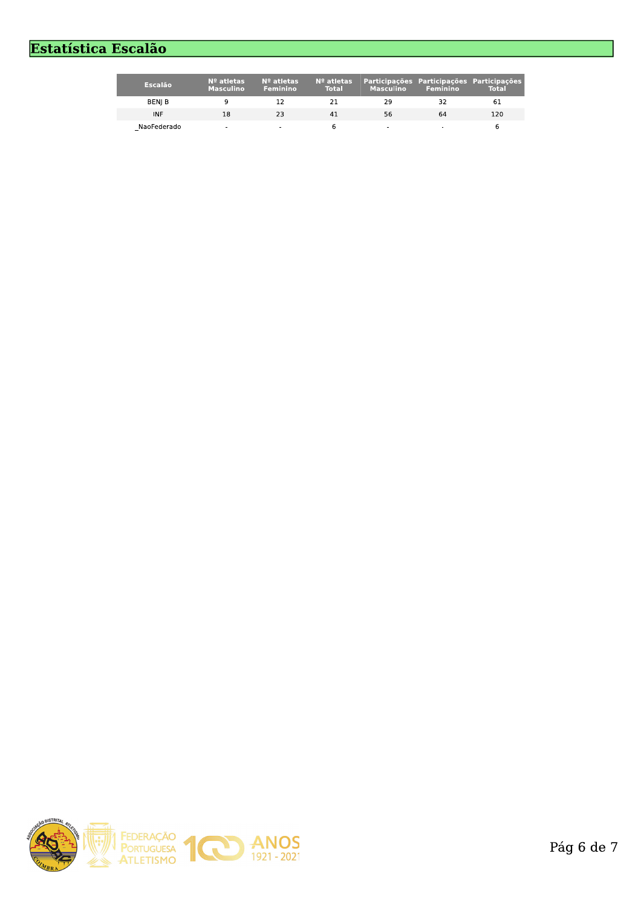# Estatística Escalão

| Escalão | Nº atletas Masculino | Nº atletas Feminino | Nº atletas Total | Participações Masculino | Participações Feminino | Participações Total |
|---|---|---|---|---|---|---|
| BENJ B | 9 | 12 | 21 | 29 | 32 | 61 |
| INF | 18 | 23 | 41 | 56 | 64 | 120 |
| _NaoFederado | - | - | 6 | - | - | 6 |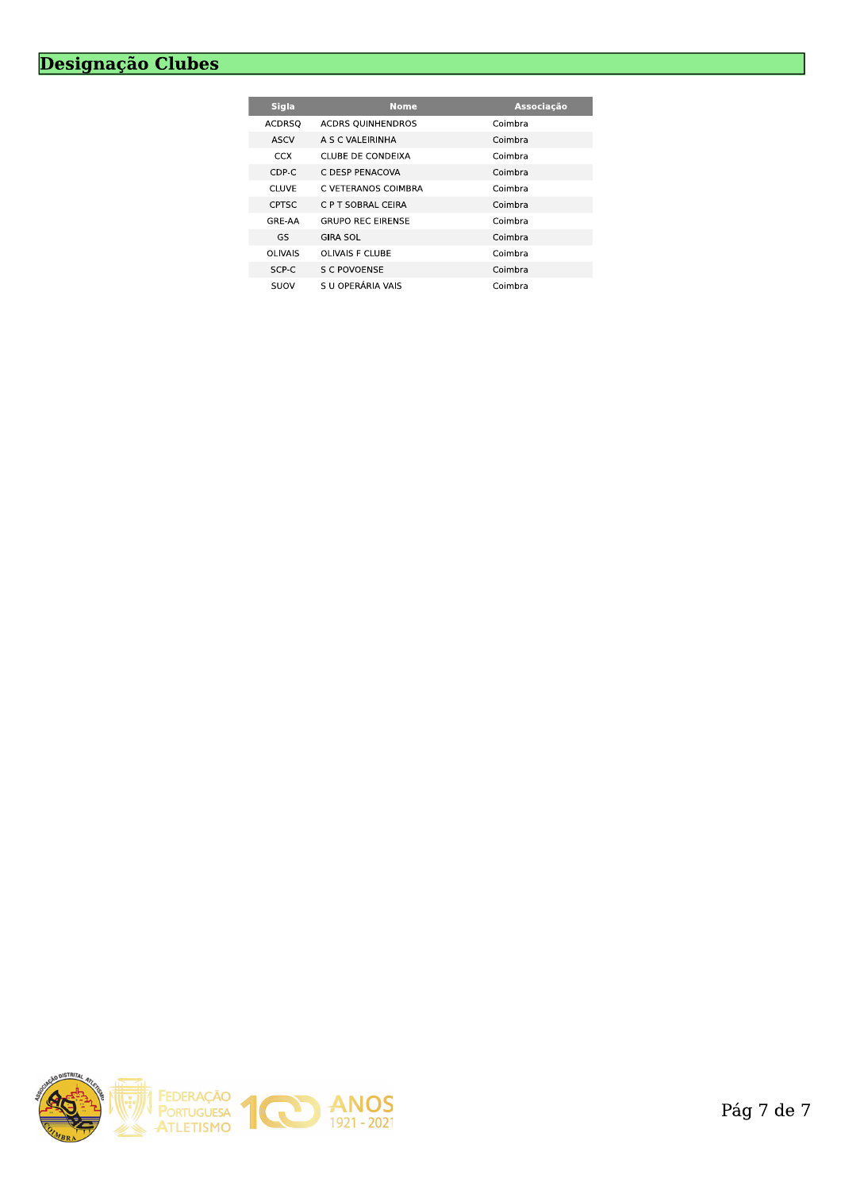# Designação Clubes

| Sigla | Nome | Associação |
|---|---|---|
| ACDRSQ | ACDRS QUINHENDROS | Coimbra |
| ASCV | A S C VALEIRINHA | Coimbra |
| CCX | CLUBE DE CONDEIXA | Coimbra |
| CDP-C | C DESP PENACOVA | Coimbra |
| CLUVE | C VETERANOS COIMBRA | Coimbra |
| CPTSC | C P T SOBRAL CEIRA | Coimbra |
| GRE-AA | GRUPO REC EIRENSE | Coimbra |
| GS | GIRA SOL | Coimbra |
| OLIVAIS | OLIVAIS F CLUBE | Coimbra |
| SCP-C | S C POVOENSE | Coimbra |
| SUOV | S U OPERÁRIA VAIS | Coimbra |